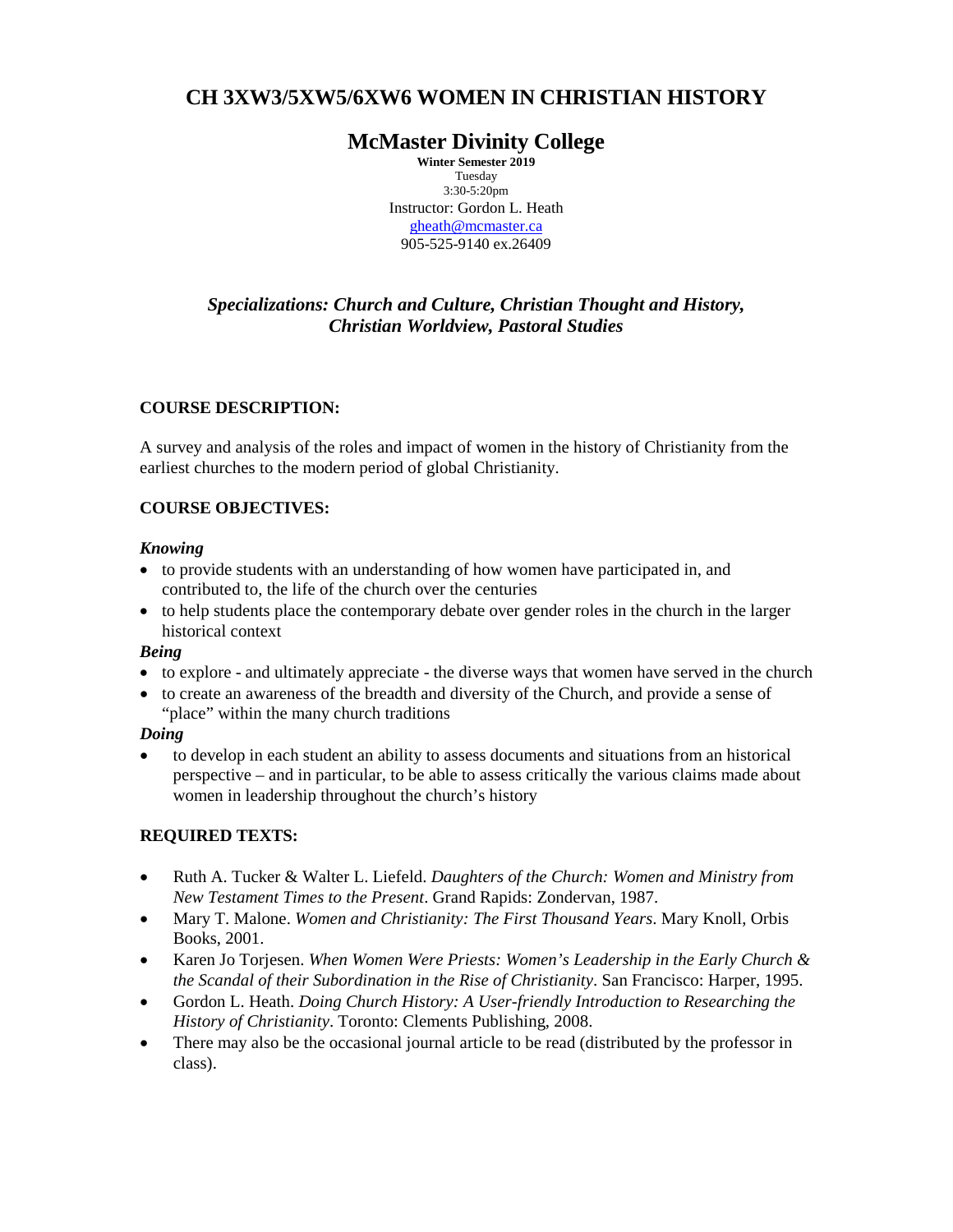# CH 3XW3/5XW5/6XW6 WOMEN IN CHRISTIAN HISTORY

## McMaster Divinity College

**Winter Semester 2019**
Tuesday
3:30-5:20pm
Instructor: Gordon L. Heath
gheath@mcmaster.ca
905-525-9140 ex.26409

***Specializations: Church and Culture, Christian Thought and History, Christian Worldview, Pastoral Studies***

**COURSE DESCRIPTION:**

A survey and analysis of the roles and impact of women in the history of Christianity from the earliest churches to the modern period of global Christianity.

**COURSE OBJECTIVES:**

***Knowing***

- to provide students with an understanding of how women have participated in, and contributed to, the life of the church over the centuries
- to help students place the contemporary debate over gender roles in the church in the larger historical context

***Being***

- to explore - and ultimately appreciate - the diverse ways that women have served in the church
- to create an awareness of the breadth and diversity of the Church, and provide a sense of "place" within the many church traditions

***Doing***

- to develop in each student an ability to assess documents and situations from an historical perspective – and in particular, to be able to assess critically the various claims made about women in leadership throughout the church's history

**REQUIRED TEXTS:**

- Ruth A. Tucker & Walter L. Liefeld. *Daughters of the Church: Women and Ministry from New Testament Times to the Present*. Grand Rapids: Zondervan, 1987.
- Mary T. Malone. *Women and Christianity: The First Thousand Years*. Mary Knoll, Orbis Books, 2001.
- Karen Jo Torjesen. *When Women Were Priests: Women's Leadership in the Early Church & the Scandal of their Subordination in the Rise of Christianity*. San Francisco: Harper, 1995.
- Gordon L. Heath. *Doing Church History: A User-friendly Introduction to Researching the History of Christianity*. Toronto: Clements Publishing, 2008.
- There may also be the occasional journal article to be read (distributed by the professor in class).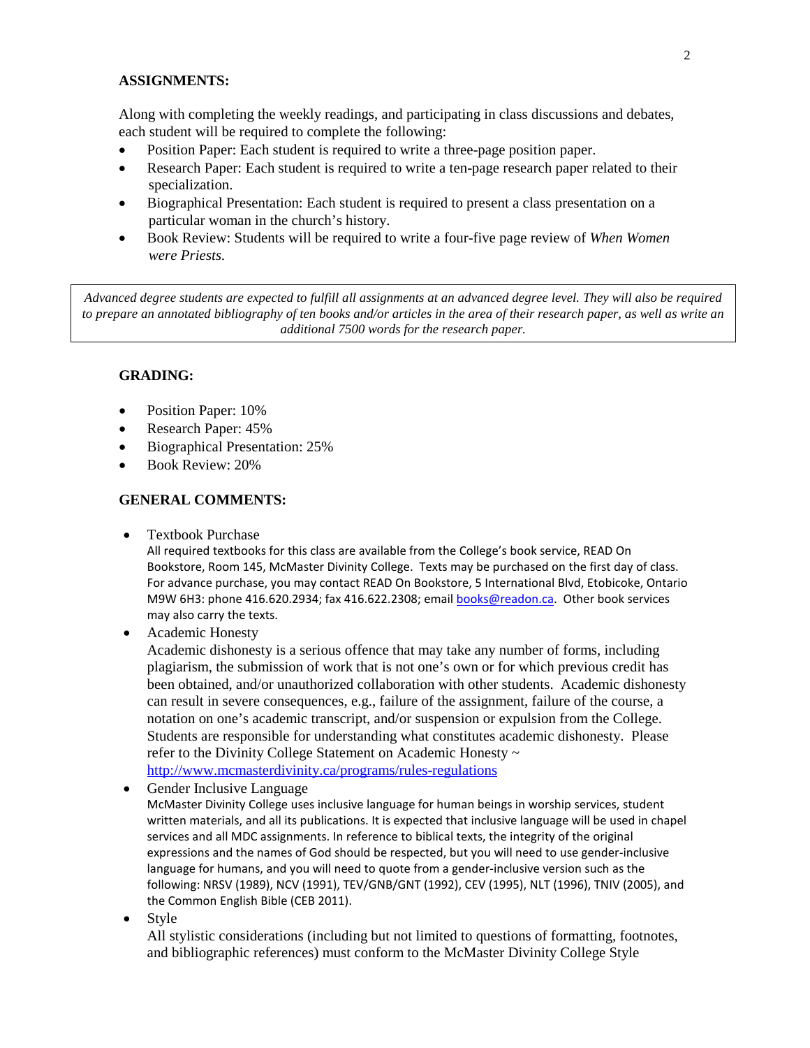**ASSIGNMENTS:**

Along with completing the weekly readings, and participating in class discussions and debates, each student will be required to complete the following:

- Position Paper: Each student is required to write a three-page position paper.
- Research Paper: Each student is required to write a ten-page research paper related to their specialization.
- Biographical Presentation: Each student is required to present a class presentation on a particular woman in the church's history.
- Book Review: Students will be required to write a four-five page review of *When Women were Priests.*

*Advanced degree students are expected to fulfill all assignments at an advanced degree level. They will also be required to prepare an annotated bibliography of ten books and/or articles in the area of their research paper, as well as write an additional 7500 words for the research paper.*

**GRADING:**

- Position Paper: 10%
- Research Paper: 45%
- Biographical Presentation: 25%
- Book Review: 20%

**GENERAL COMMENTS:**

- Textbook Purchase
  All required textbooks for this class are available from the College's book service, READ On Bookstore, Room 145, McMaster Divinity College. Texts may be purchased on the first day of class. For advance purchase, you may contact READ On Bookstore, 5 International Blvd, Etobicoke, Ontario M9W 6H3: phone 416.620.2934; fax 416.622.2308; email books@readon.ca. Other book services may also carry the texts.
- Academic Honesty
  Academic dishonesty is a serious offence that may take any number of forms, including plagiarism, the submission of work that is not one's own or for which previous credit has been obtained, and/or unauthorized collaboration with other students. Academic dishonesty can result in severe consequences, e.g., failure of the assignment, failure of the course, a notation on one's academic transcript, and/or suspension or expulsion from the College. Students are responsible for understanding what constitutes academic dishonesty. Please refer to the Divinity College Statement on Academic Honesty ~ http://www.mcmasterdivinity.ca/programs/rules-regulations
- Gender Inclusive Language
  McMaster Divinity College uses inclusive language for human beings in worship services, student written materials, and all its publications. It is expected that inclusive language will be used in chapel services and all MDC assignments. In reference to biblical texts, the integrity of the original expressions and the names of God should be respected, but you will need to use gender-inclusive language for humans, and you will need to quote from a gender-inclusive version such as the following: NRSV (1989), NCV (1991), TEV/GNB/GNT (1992), CEV (1995), NLT (1996), TNIV (2005), and the Common English Bible (CEB 2011).
- Style
  All stylistic considerations (including but not limited to questions of formatting, footnotes, and bibliographic references) must conform to the McMaster Divinity College Style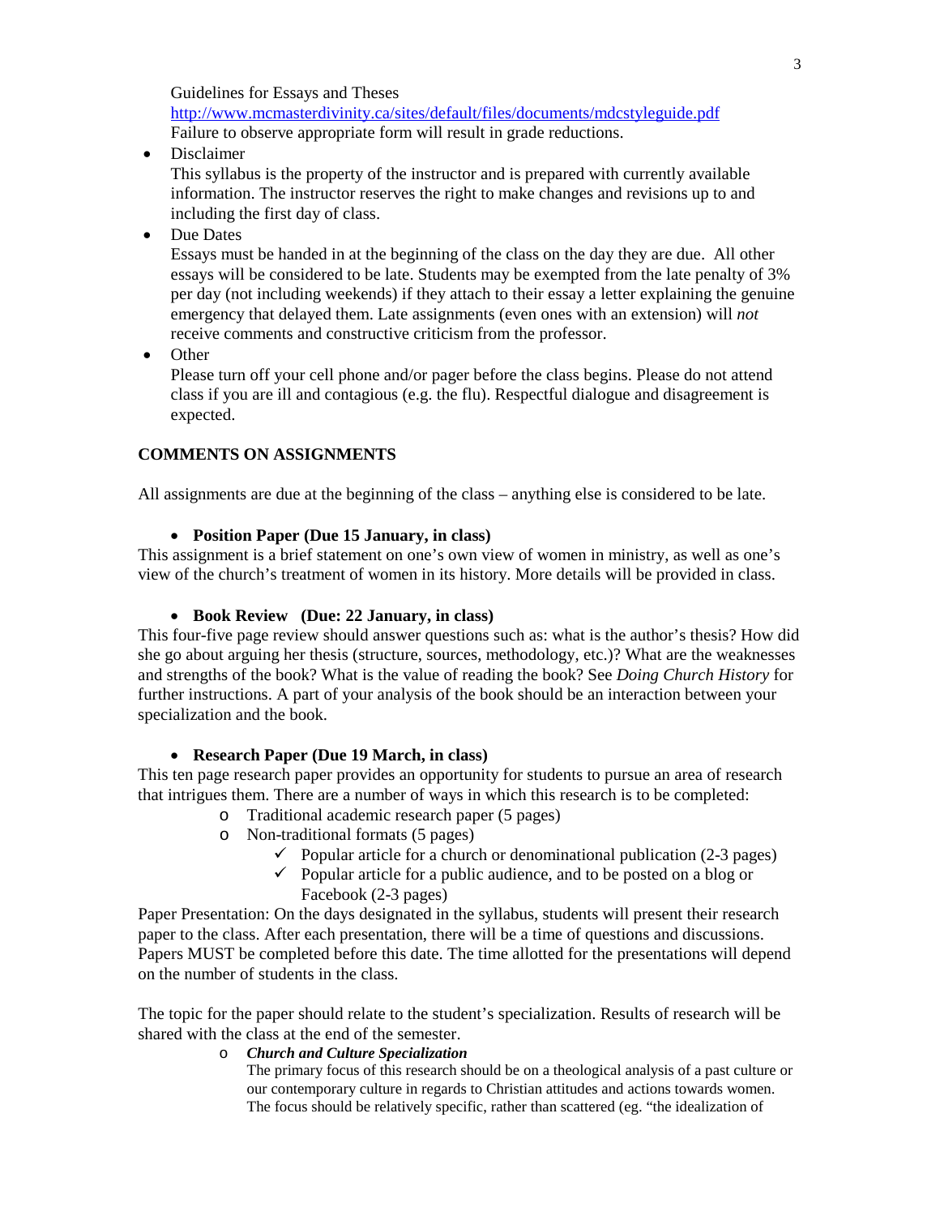Guidelines for Essays and Theses
http://www.mcmasterdivinity.ca/sites/default/files/documents/mdcstyleguide.pdf
Failure to observe appropriate form will result in grade reductions.

- Disclaimer
  This syllabus is the property of the instructor and is prepared with currently available information. The instructor reserves the right to make changes and revisions up to and including the first day of class.
- Due Dates
  Essays must be handed in at the beginning of the class on the day they are due. All other essays will be considered to be late. Students may be exempted from the late penalty of 3% per day (not including weekends) if they attach to their essay a letter explaining the genuine emergency that delayed them. Late assignments (even ones with an extension) will *not* receive comments and constructive criticism from the professor.
- Other
  Please turn off your cell phone and/or pager before the class begins. Please do not attend class if you are ill and contagious (e.g. the flu). Respectful dialogue and disagreement is expected.

## COMMENTS ON ASSIGNMENTS

All assignments are due at the beginning of the class – anything else is considered to be late.

- **Position Paper (Due 15 January, in class)**

This assignment is a brief statement on one's own view of women in ministry, as well as one's view of the church's treatment of women in its history. More details will be provided in class.

- **Book Review (Due: 22 January, in class)**

This four-five page review should answer questions such as: what is the author's thesis? How did she go about arguing her thesis (structure, sources, methodology, etc.)? What are the weaknesses and strengths of the book? What is the value of reading the book? See *Doing Church History* for further instructions. A part of your analysis of the book should be an interaction between your specialization and the book.

- **Research Paper (Due 19 March, in class)**

This ten page research paper provides an opportunity for students to pursue an area of research that intrigues them. There are a number of ways in which this research is to be completed:

- Traditional academic research paper (5 pages)
- Non-traditional formats (5 pages)
  - ✓ Popular article for a church or denominational publication (2-3 pages)
  - ✓ Popular article for a public audience, and to be posted on a blog or Facebook (2-3 pages)

Paper Presentation: On the days designated in the syllabus, students will present their research paper to the class. After each presentation, there will be a time of questions and discussions. Papers MUST be completed before this date. The time allotted for the presentations will depend on the number of students in the class.

The topic for the paper should relate to the student's specialization. Results of research will be shared with the class at the end of the semester.

- ***Church and Culture Specialization***
  The primary focus of this research should be on a theological analysis of a past culture or our contemporary culture in regards to Christian attitudes and actions towards women. The focus should be relatively specific, rather than scattered (eg. "the idealization of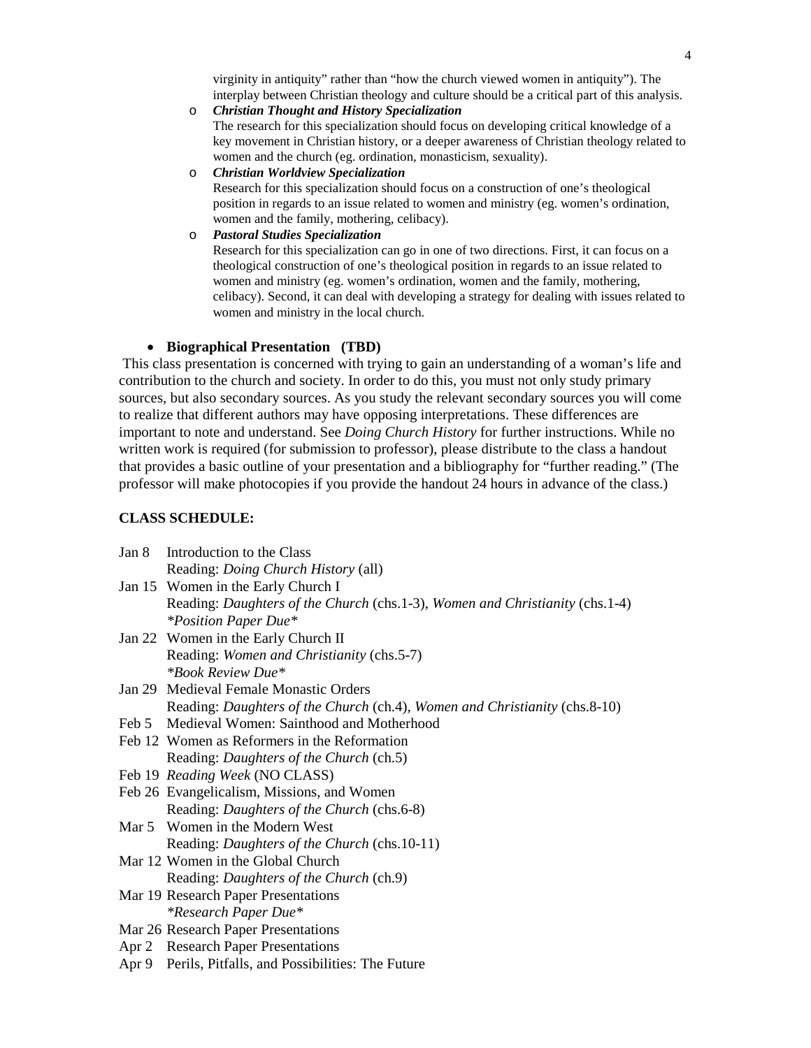virginity in antiquity" rather than "how the church viewed women in antiquity"). The interplay between Christian theology and culture should be a critical part of this analysis.

- ***Christian Thought and History Specialization***
  The research for this specialization should focus on developing critical knowledge of a key movement in Christian history, or a deeper awareness of Christian theology related to women and the church (eg. ordination, monasticism, sexuality).
- ***Christian Worldview Specialization***
  Research for this specialization should focus on a construction of one's theological position in regards to an issue related to women and ministry (eg. women's ordination, women and the family, mothering, celibacy).
- ***Pastoral Studies Specialization***
  Research for this specialization can go in one of two directions. First, it can focus on a theological construction of one's theological position in regards to an issue related to women and ministry (eg. women's ordination, women and the family, mothering, celibacy). Second, it can deal with developing a strategy for dealing with issues related to women and ministry in the local church.

- **Biographical Presentation (TBD)**

This class presentation is concerned with trying to gain an understanding of a woman's life and contribution to the church and society. In order to do this, you must not only study primary sources, but also secondary sources. As you study the relevant secondary sources you will come to realize that different authors may have opposing interpretations. These differences are important to note and understand. See *Doing Church History* for further instructions. While no written work is required (for submission to professor), please distribute to the class a handout that provides a basic outline of your presentation and a bibliography for "further reading." (The professor will make photocopies if you provide the handout 24 hours in advance of the class.)

**CLASS SCHEDULE:**

Jan 8 Introduction to the Class
Reading: *Doing Church History* (all)

Jan 15 Women in the Early Church I
Reading: *Daughters of the Church* (chs.1-3), *Women and Christianity* (chs.1-4)
*\*Position Paper Due\**

Jan 22 Women in the Early Church II
Reading: *Women and Christianity* (chs.5-7)
*\*Book Review Due\**

Jan 29 Medieval Female Monastic Orders
Reading: *Daughters of the Church* (ch.4), *Women and Christianity* (chs.8-10)

Feb 5 Medieval Women: Sainthood and Motherhood

Feb 12 Women as Reformers in the Reformation
Reading: *Daughters of the Church* (ch.5)

Feb 19 *Reading Week* (NO CLASS)

Feb 26 Evangelicalism, Missions, and Women
Reading: *Daughters of the Church* (chs.6-8)

Mar 5 Women in the Modern West
Reading: *Daughters of the Church* (chs.10-11)

Mar 12 Women in the Global Church
Reading: *Daughters of the Church* (ch.9)

Mar 19 Research Paper Presentations
*\*Research Paper Due\**

Mar 26 Research Paper Presentations

Apr 2 Research Paper Presentations

Apr 9 Perils, Pitfalls, and Possibilities: The Future